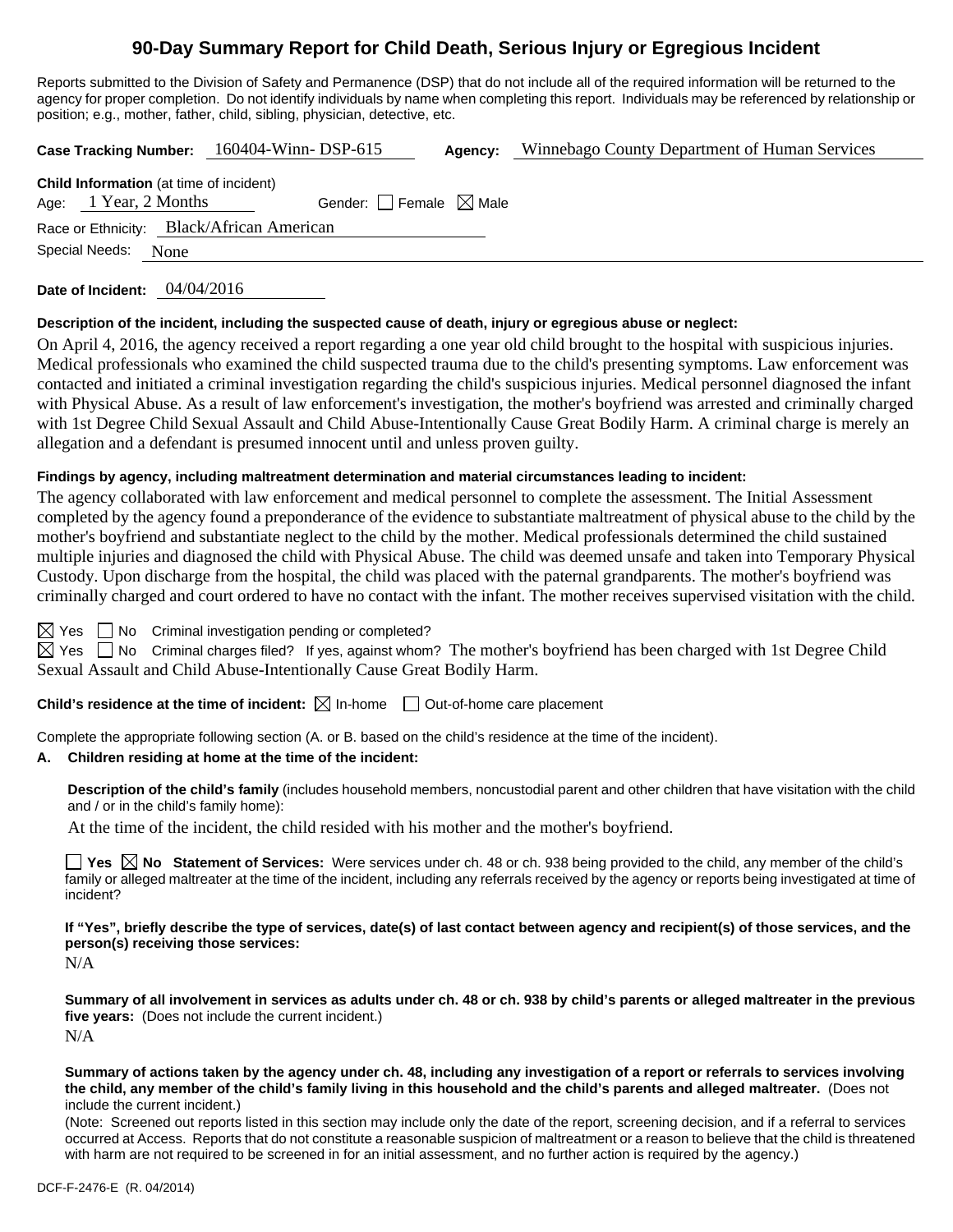# 90-Day Summary Report for Child Death, Serious Injury or Egregious Incident

Reports submitted to the Division of Safety and Permanence (DSP) that do not include all of the required information will be returned to the agency for proper completion. Do not identify individuals by name when completing this report. Individuals may be referenced by relationship or position; e.g., mother, father, child, sibling, physician, detective, etc.

**Case Tracking Number:** 160404-Winn- DSP-615 **Agency:** Winnebago County Department of Human Services

**Child Information** (at time of incident)
Age: 1 Year, 2 Months Gender: ☐ Female ☒ Male
Race or Ethnicity: Black/African American
Special Needs: None

**Date of Incident:** 04/04/2016

**Description of the incident, including the suspected cause of death, injury or egregious abuse or neglect:**

On April 4, 2016, the agency received a report regarding a one year old child brought to the hospital with suspicious injuries. Medical professionals who examined the child suspected trauma due to the child's presenting symptoms. Law enforcement was contacted and initiated a criminal investigation regarding the child's suspicious injuries. Medical personnel diagnosed the infant with Physical Abuse. As a result of law enforcement's investigation, the mother's boyfriend was arrested and criminally charged with 1st Degree Child Sexual Assault and Child Abuse-Intentionally Cause Great Bodily Harm. A criminal charge is merely an allegation and a defendant is presumed innocent until and unless proven guilty.

**Findings by agency, including maltreatment determination and material circumstances leading to incident:**

The agency collaborated with law enforcement and medical personnel to complete the assessment. The Initial Assessment completed by the agency found a preponderance of the evidence to substantiate maltreatment of physical abuse to the child by the mother's boyfriend and substantiate neglect to the child by the mother. Medical professionals determined the child sustained multiple injuries and diagnosed the child with Physical Abuse. The child was deemed unsafe and taken into Temporary Physical Custody. Upon discharge from the hospital, the child was placed with the paternal grandparents. The mother's boyfriend was criminally charged and court ordered to have no contact with the infant. The mother receives supervised visitation with the child.

☒ Yes ☐ No Criminal investigation pending or completed?

☒ Yes ☐ No Criminal charges filed? If yes, against whom? The mother's boyfriend has been charged with 1st Degree Child Sexual Assault and Child Abuse-Intentionally Cause Great Bodily Harm.

**Child's residence at the time of incident:** ☒ In-home ☐ Out-of-home care placement

Complete the appropriate following section (A. or B. based on the child's residence at the time of the incident).

**A. Children residing at home at the time of the incident:**

**Description of the child's family** (includes household members, noncustodial parent and other children that have visitation with the child and / or in the child's family home):

At the time of the incident, the child resided with his mother and the mother's boyfriend.

☐ **Yes** ☒ **No Statement of Services:** Were services under ch. 48 or ch. 938 being provided to the child, any member of the child's family or alleged maltreater at the time of the incident, including any referrals received by the agency or reports being investigated at time of incident?

**If "Yes", briefly describe the type of services, date(s) of last contact between agency and recipient(s) of those services, and the person(s) receiving those services:**

N/A

**Summary of all involvement in services as adults under ch. 48 or ch. 938 by child's parents or alleged maltreater in the previous five years:** (Does not include the current incident.)

N/A

**Summary of actions taken by the agency under ch. 48, including any investigation of a report or referrals to services involving the child, any member of the child's family living in this household and the child's parents and alleged maltreater.** (Does not include the current incident.)

(Note: Screened out reports listed in this section may include only the date of the report, screening decision, and if a referral to services occurred at Access. Reports that do not constitute a reasonable suspicion of maltreatment or a reason to believe that the child is threatened with harm are not required to be screened in for an initial assessment, and no further action is required by the agency.)

DCF-F-2476-E (R. 04/2014)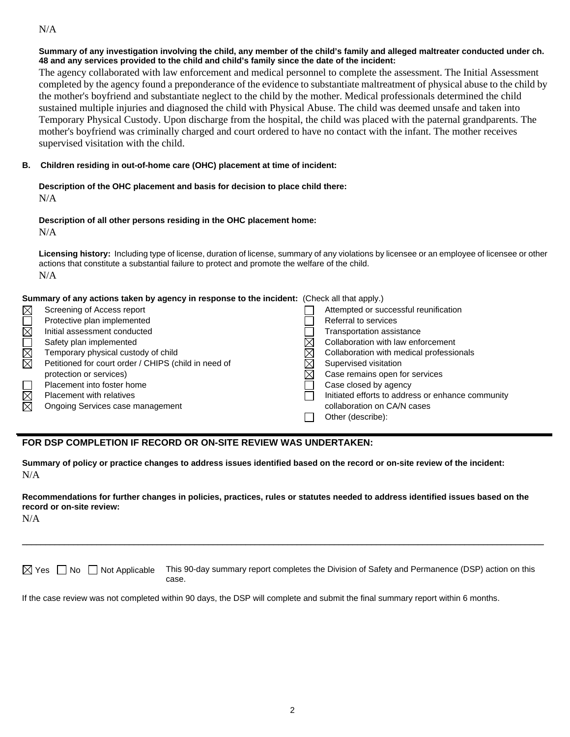N/A

**Summary of any investigation involving the child, any member of the child's family and alleged maltreater conducted under ch. 48 and any services provided to the child and child's family since the date of the incident:**

The agency collaborated with law enforcement and medical personnel to complete the assessment. The Initial Assessment completed by the agency found a preponderance of the evidence to substantiate maltreatment of physical abuse to the child by the mother's boyfriend and substantiate neglect to the child by the mother. Medical professionals determined the child sustained multiple injuries and diagnosed the child with Physical Abuse. The child was deemed unsafe and taken into Temporary Physical Custody. Upon discharge from the hospital, the child was placed with the paternal grandparents. The mother's boyfriend was criminally charged and court ordered to have no contact with the infant. The mother receives supervised visitation with the child.

**B. Children residing in out-of-home care (OHC) placement at time of incident:**

**Description of the OHC placement and basis for decision to place child there:**
N/A

**Description of all other persons residing in the OHC placement home:**
N/A

**Licensing history:** Including type of license, duration of license, summary of any violations by licensee or an employee of licensee or other actions that constitute a substantial failure to protect and promote the welfare of the child.
N/A

**Summary of any actions taken by agency in response to the incident:** (Check all that apply.)

- ☒ Screening of Access report
- ☐ Protective plan implemented
- ☒ Initial assessment conducted
- ☐ Safety plan implemented
- ☒ Temporary physical custody of child
- ☒ Petitioned for court order / CHIPS (child in need of protection or services)
- ☐ Placement into foster home
- ☒ Placement with relatives
- ☒ Ongoing Services case management
- ☐ Attempted or successful reunification
- ☐ Referral to services
- ☐ Transportation assistance
- ☒ Collaboration with law enforcement
- ☒ Collaboration with medical professionals
- ☒ Supervised visitation
- ☒ Case remains open for services
- ☐ Case closed by agency
- ☐ Initiated efforts to address or enhance community collaboration on CA/N cases
- ☐ Other (describe):

## FOR DSP COMPLETION IF RECORD OR ON-SITE REVIEW WAS UNDERTAKEN:

**Summary of policy or practice changes to address issues identified based on the record or on-site review of the incident:**
N/A

**Recommendations for further changes in policies, practices, rules or statutes needed to address identified issues based on the record or on-site review:**
N/A

---

☒ Yes ☐ No ☐ Not Applicable This 90-day summary report completes the Division of Safety and Permanence (DSP) action on this case.

If the case review was not completed within 90 days, the DSP will complete and submit the final summary report within 6 months.